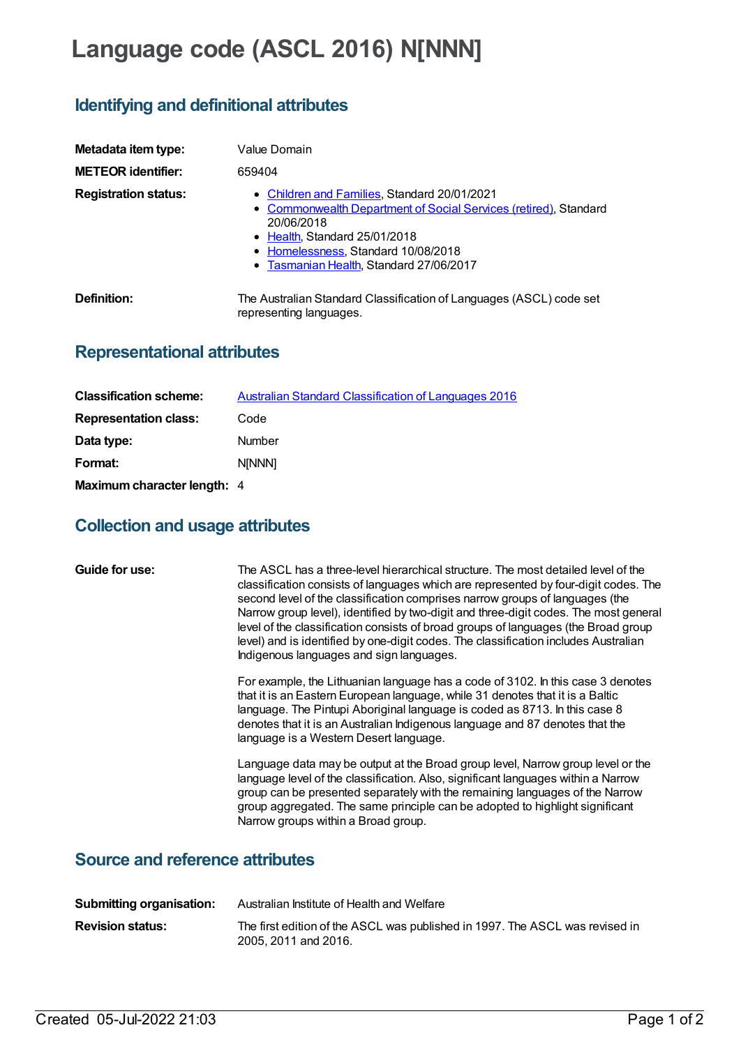# Language code (ASCL 2016) N[NNN]

## Identifying and definitional attributes

| | |
|---|---|
| **Metadata item type:** | Value Domain |
| **METEOR identifier:** | 659404 |
| **Registration status:** | • Children and Families, Standard 20/01/2021<br>• Commonwealth Department of Social Services (retired), Standard 20/06/2018<br>• Health, Standard 25/01/2018<br>• Homelessness, Standard 10/08/2018<br>• Tasmanian Health, Standard 27/06/2017 |
| **Definition:** | The Australian Standard Classification of Languages (ASCL) code set representing languages. |

## Representational attributes

| | |
|---|---|
| **Classification scheme:** | Australian Standard Classification of Languages 2016 |
| **Representation class:** | Code |
| **Data type:** | Number |
| **Format:** | N[NNN] |
| **Maximum character length:** | 4 |

## Collection and usage attributes

**Guide for use:**

The ASCL has a three-level hierarchical structure. The most detailed level of the classification consists of languages which are represented by four-digit codes. The second level of the classification comprises narrow groups of languages (the Narrow group level), identified by two-digit and three-digit codes. The most general level of the classification consists of broad groups of languages (the Broad group level) and is identified by one-digit codes. The classification includes Australian Indigenous languages and sign languages.

For example, the Lithuanian language has a code of 3102. In this case 3 denotes that it is an Eastern European language, while 31 denotes that it is a Baltic language. The Pintupi Aboriginal language is coded as 8713. In this case 8 denotes that it is an Australian Indigenous language and 87 denotes that the language is a Western Desert language.

Language data may be output at the Broad group level, Narrow group level or the language level of the classification. Also, significant languages within a Narrow group can be presented separately with the remaining languages of the Narrow group aggregated. The same principle can be adopted to highlight significant Narrow groups within a Broad group.

## Source and reference attributes

| | |
|---|---|
| **Submitting organisation:** | Australian Institute of Health and Welfare |
| **Revision status:** | The first edition of the ASCL was published in 1997. The ASCL was revised in 2005, 2011 and 2016. |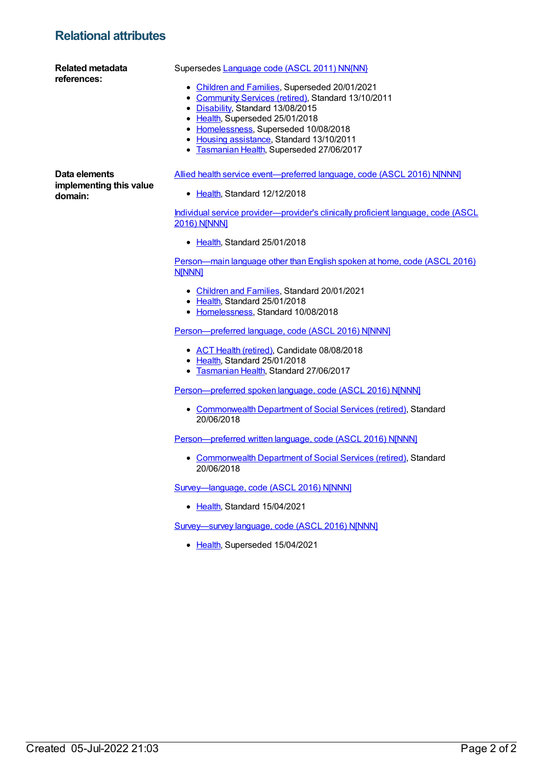## Relational attributes

**Related metadata references:**

Supersedes Language code (ASCL 2011) NN{NN}

- Children and Families, Superseded 20/01/2021
- Community Services (retired), Standard 13/10/2011
- Disability, Standard 13/08/2015
- Health, Superseded 25/01/2018
- Homelessness, Superseded 10/08/2018
- Housing assistance, Standard 13/10/2011
- Tasmanian Health, Superseded 27/06/2017

**Data elements implementing this value domain:**

Allied health service event—preferred language, code (ASCL 2016) N[NNN]

- Health, Standard 12/12/2018

Individual service provider—provider's clinically proficient language, code (ASCL 2016) N[NNN]

- Health, Standard 25/01/2018

Person—main language other than English spoken at home, code (ASCL 2016) N[NNN]

- Children and Families, Standard 20/01/2021
- Health, Standard 25/01/2018
- Homelessness, Standard 10/08/2018

Person—preferred language, code (ASCL 2016) N[NNN]

- ACT Health (retired), Candidate 08/08/2018
- Health, Standard 25/01/2018
- Tasmanian Health, Standard 27/06/2017

Person—preferred spoken language, code (ASCL 2016) N[NNN]

- Commonwealth Department of Social Services (retired), Standard 20/06/2018

Person—preferred written language, code (ASCL 2016) N[NNN]

- Commonwealth Department of Social Services (retired), Standard 20/06/2018

Survey—language, code (ASCL 2016) N[NNN]

- Health, Standard 15/04/2021

Survey—survey language, code (ASCL 2016) N[NNN]

- Health, Superseded 15/04/2021